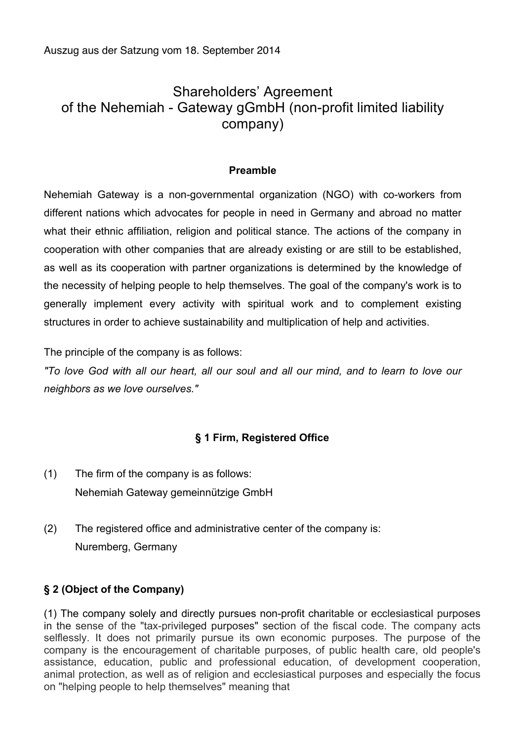Auszug aus der Satzung vom 18. September 2014

# Shareholders' Agreement of the Nehemiah - Gateway gGmbH (non-profit limited liability company)

**Preamble**

Nehemiah Gateway is a non-governmental organization (NGO) with co-workers from different nations which advocates for people in need in Germany and abroad no matter what their ethnic affiliation, religion and political stance. The actions of the company in cooperation with other companies that are already existing or are still to be established, as well as its cooperation with partner organizations is determined by the knowledge of the necessity of helping people to help themselves. The goal of the company's work is to generally implement every activity with spiritual work and to complement existing structures in order to achieve sustainability and multiplication of help and activities.

The principle of the company is as follows:

*"To love God with all our heart, all our soul and all our mind, and to learn to love our neighbors as we love ourselves."*

**§ 1 Firm, Registered Office**

(1) The firm of the company is as follows:
Nehemiah Gateway gemeinnützige GmbH

(2) The registered office and administrative center of the company is:
Nuremberg, Germany

**§ 2 (Object of the Company)**

(1) The company solely and directly pursues non-profit charitable or ecclesiastical purposes in the sense of the "tax-privileged purposes" section of the fiscal code. The company acts selflessly. It does not primarily pursue its own economic purposes. The purpose of the company is the encouragement of charitable purposes, of public health care, old people's assistance, education, public and professional education, of development cooperation, animal protection, as well as of religion and ecclesiastical purposes and especially the focus on "helping people to help themselves" meaning that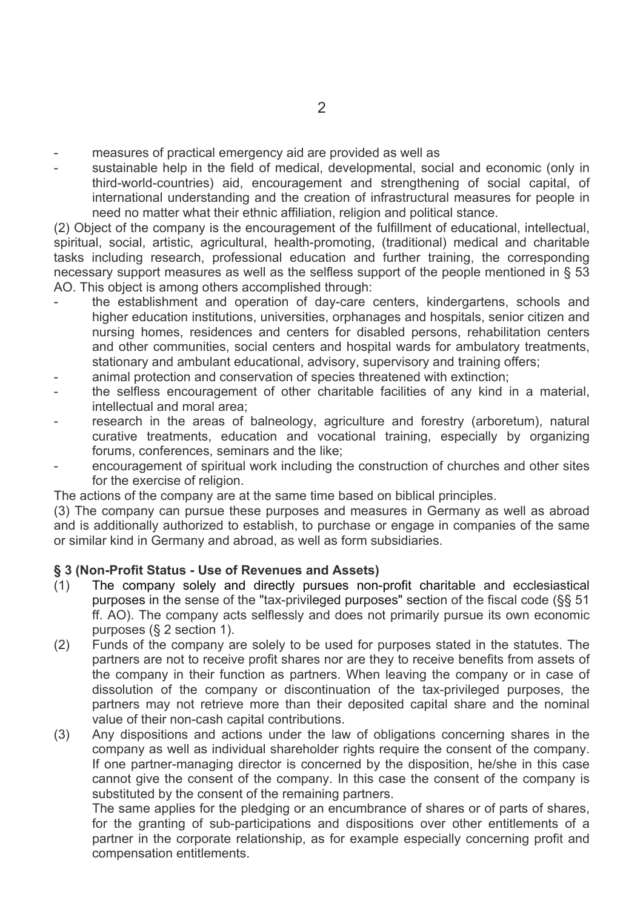- measures of practical emergency aid are provided as well as
- sustainable help in the field of medical, developmental, social and economic (only in third-world-countries) aid, encouragement and strengthening of social capital, of international understanding and the creation of infrastructural measures for people in need no matter what their ethnic affiliation, religion and political stance.

(2) Object of the company is the encouragement of the fulfillment of educational, intellectual, spiritual, social, artistic, agricultural, health-promoting, (traditional) medical and charitable tasks including research, professional education and further training, the corresponding necessary support measures as well as the selfless support of the people mentioned in § 53 AO. This object is among others accomplished through:

- the establishment and operation of day-care centers, kindergartens, schools and higher education institutions, universities, orphanages and hospitals, senior citizen and nursing homes, residences and centers for disabled persons, rehabilitation centers and other communities, social centers and hospital wards for ambulatory treatments, stationary and ambulant educational, advisory, supervisory and training offers;
- animal protection and conservation of species threatened with extinction;
- the selfless encouragement of other charitable facilities of any kind in a material, intellectual and moral area;
- research in the areas of balneology, agriculture and forestry (arboretum), natural curative treatments, education and vocational training, especially by organizing forums, conferences, seminars and the like;
- encouragement of spiritual work including the construction of churches and other sites for the exercise of religion.

The actions of the company are at the same time based on biblical principles.

(3) The company can pursue these purposes and measures in Germany as well as abroad and is additionally authorized to establish, to purchase or engage in companies of the same or similar kind in Germany and abroad, as well as form subsidiaries.

**§ 3 (Non-Profit Status - Use of Revenues and Assets)**

(1) The company solely and directly pursues non-profit charitable and ecclesiastical purposes in the sense of the "tax-privileged purposes" section of the fiscal code (§§ 51 ff. AO). The company acts selflessly and does not primarily pursue its own economic purposes (§ 2 section 1).

(2) Funds of the company are solely to be used for purposes stated in the statutes. The partners are not to receive profit shares nor are they to receive benefits from assets of the company in their function as partners. When leaving the company or in case of dissolution of the company or discontinuation of the tax-privileged purposes, the partners may not retrieve more than their deposited capital share and the nominal value of their non-cash capital contributions.

(3) Any dispositions and actions under the law of obligations concerning shares in the company as well as individual shareholder rights require the consent of the company. If one partner-managing director is concerned by the disposition, he/she in this case cannot give the consent of the company. In this case the consent of the company is substituted by the consent of the remaining partners.

The same applies for the pledging or an encumbrance of shares or of parts of shares, for the granting of sub-participations and dispositions over other entitlements of a partner in the corporate relationship, as for example especially concerning profit and compensation entitlements.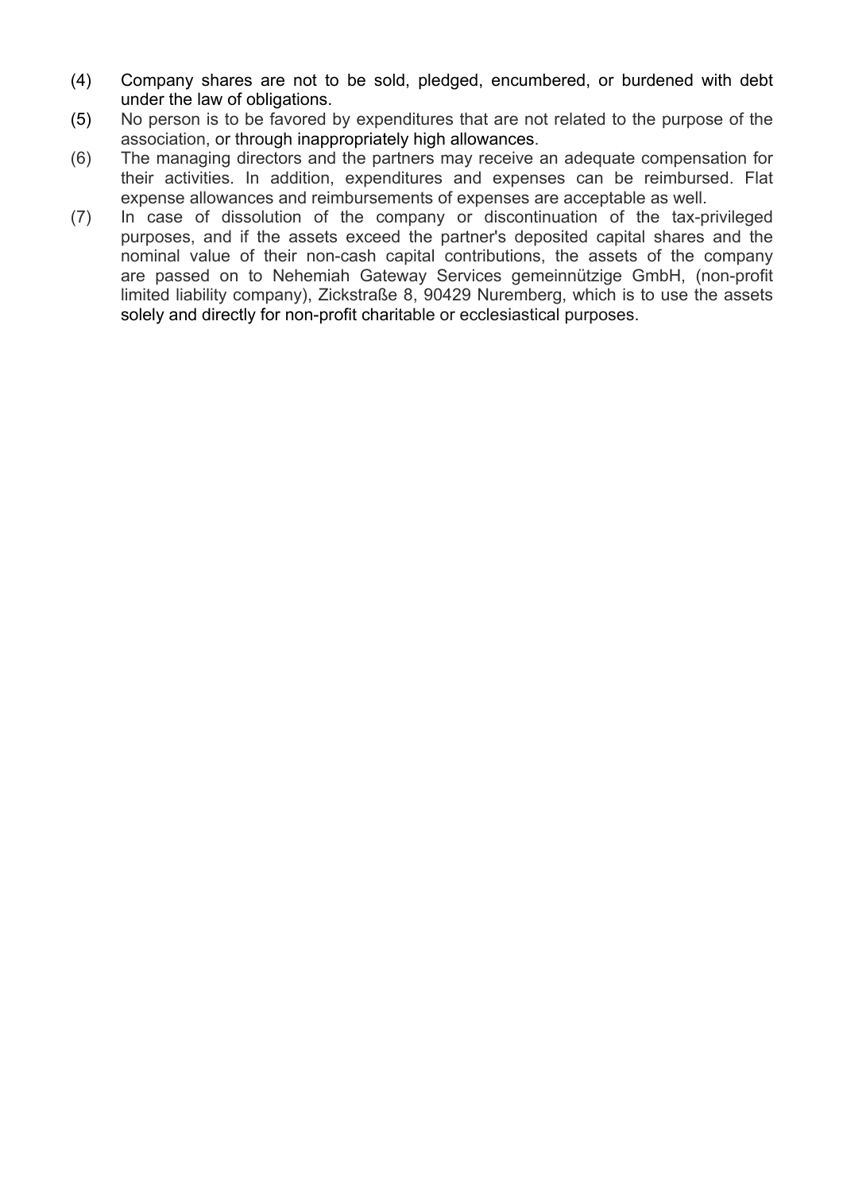(4) Company shares are not to be sold, pledged, encumbered, or burdened with debt under the law of obligations.

(5) No person is to be favored by expenditures that are not related to the purpose of the association, or through inappropriately high allowances.

(6) The managing directors and the partners may receive an adequate compensation for their activities. In addition, expenditures and expenses can be reimbursed. Flat expense allowances and reimbursements of expenses are acceptable as well.

(7) In case of dissolution of the company or discontinuation of the tax-privileged purposes, and if the assets exceed the partner's deposited capital shares and the nominal value of their non-cash capital contributions, the assets of the company are passed on to Nehemiah Gateway Services gemeinnützige GmbH, (non-profit limited liability company), Zickstraße 8, 90429 Nuremberg, which is to use the assets solely and directly for non-profit charitable or ecclesiastical purposes.